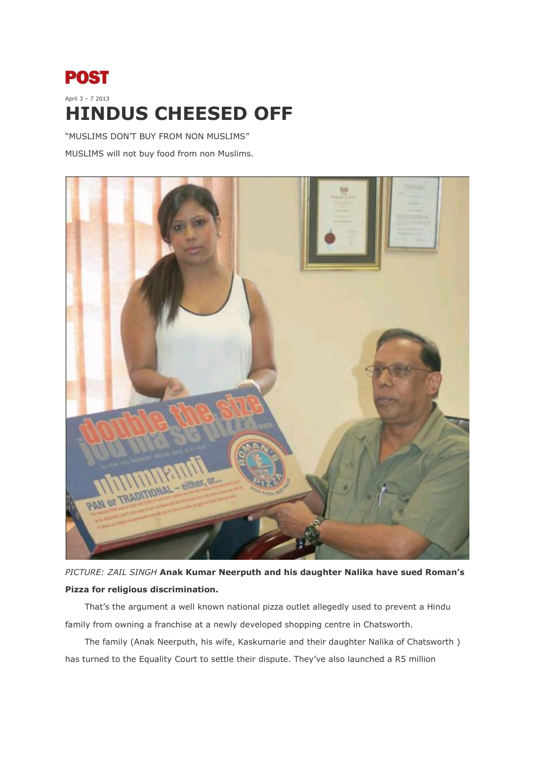**POST**

April 3 – 7 2013

# HINDUS CHEESED OFF

"MUSLIMS DON'T BUY FROM NON MUSLIMS"

MUSLIMS will not buy food from non Muslims.

*PICTURE: ZAIL SINGH* **Anak Kumar Neerputh and his daughter Nalika have sued Roman's Pizza for religious discrimination.**

That's the argument a well known national pizza outlet allegedly used to prevent a Hindu family from owning a franchise at a newly developed shopping centre in Chatsworth.

The family (Anak Neerputh, his wife, Kaskumarie and their daughter Nalika of Chatsworth ) has turned to the Equality Court to settle their dispute. They've also launched a R5 million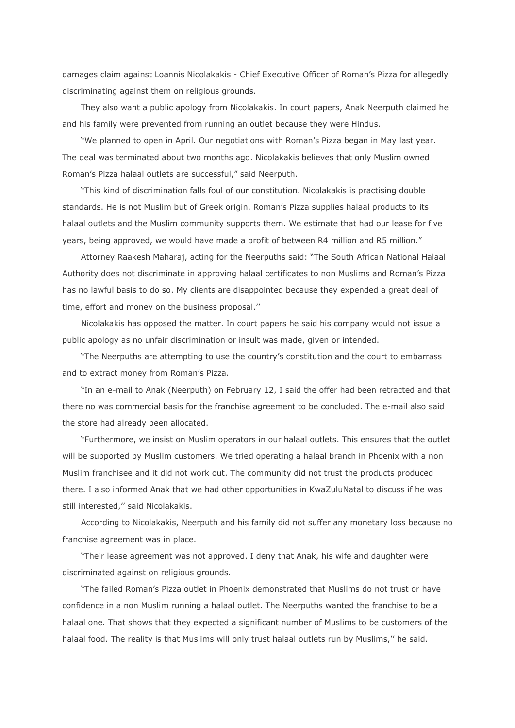damages claim against Loannis Nicolakakis - Chief Executive Officer of Roman's Pizza for allegedly discriminating against them on religious grounds.

They also want a public apology from Nicolakakis. In court papers, Anak Neerputh claimed he and his family were prevented from running an outlet because they were Hindus.

"We planned to open in April. Our negotiations with Roman's Pizza began in May last year. The deal was terminated about two months ago. Nicolakakis believes that only Muslim owned Roman's Pizza halaal outlets are successful," said Neerputh.

"This kind of discrimination falls foul of our constitution. Nicolakakis is practising double standards. He is not Muslim but of Greek origin. Roman's Pizza supplies halaal products to its halaal outlets and the Muslim community supports them. We estimate that had our lease for five years, being approved, we would have made a profit of between R4 million and R5 million."

Attorney Raakesh Maharaj, acting for the Neerpuths said: "The South African National Halaal Authority does not discriminate in approving halaal certificates to non Muslims and Roman's Pizza has no lawful basis to do so. My clients are disappointed because they expended a great deal of time, effort and money on the business proposal.''

Nicolakakis has opposed the matter. In court papers he said his company would not issue a public apology as no unfair discrimination or insult was made, given or intended.

"The Neerpuths are attempting to use the country's constitution and the court to embarrass and to extract money from Roman's Pizza.

"In an e-mail to Anak (Neerputh) on February 12, I said the offer had been retracted and that there no was commercial basis for the franchise agreement to be concluded. The e-mail also said the store had already been allocated.

"Furthermore, we insist on Muslim operators in our halaal outlets. This ensures that the outlet will be supported by Muslim customers. We tried operating a halaal branch in Phoenix with a non Muslim franchisee and it did not work out. The community did not trust the products produced there. I also informed Anak that we had other opportunities in KwaZuluNatal to discuss if he was still interested,'' said Nicolakakis.

According to Nicolakakis, Neerputh and his family did not suffer any monetary loss because no franchise agreement was in place.

"Their lease agreement was not approved. I deny that Anak, his wife and daughter were discriminated against on religious grounds.

"The failed Roman's Pizza outlet in Phoenix demonstrated that Muslims do not trust or have confidence in a non Muslim running a halaal outlet. The Neerpuths wanted the franchise to be a halaal one. That shows that they expected a significant number of Muslims to be customers of the halaal food. The reality is that Muslims will only trust halaal outlets run by Muslims,'' he said.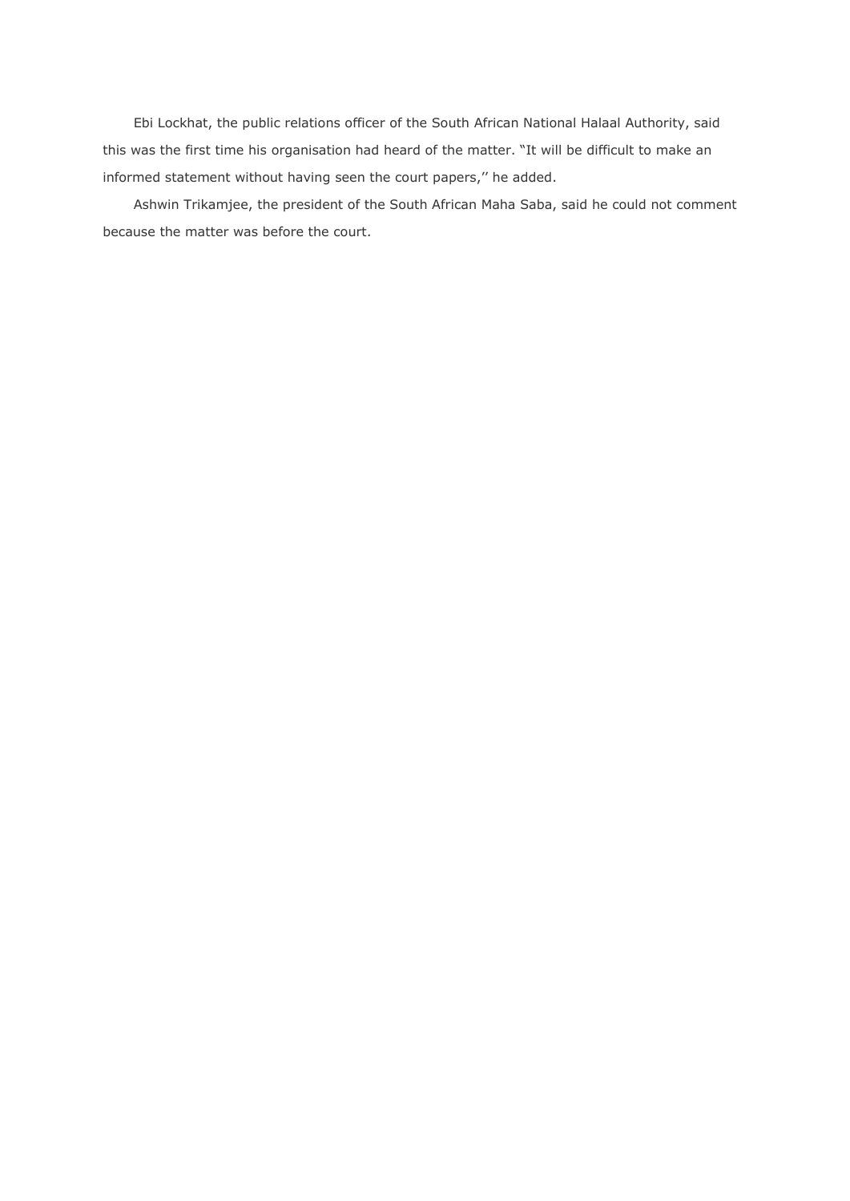Ebi Lockhat, the public relations officer of the South African National Halaal Authority, said this was the first time his organisation had heard of the matter. "It will be difficult to make an informed statement without having seen the court papers,'' he added.

Ashwin Trikamjee, the president of the South African Maha Saba, said he could not comment because the matter was before the court.